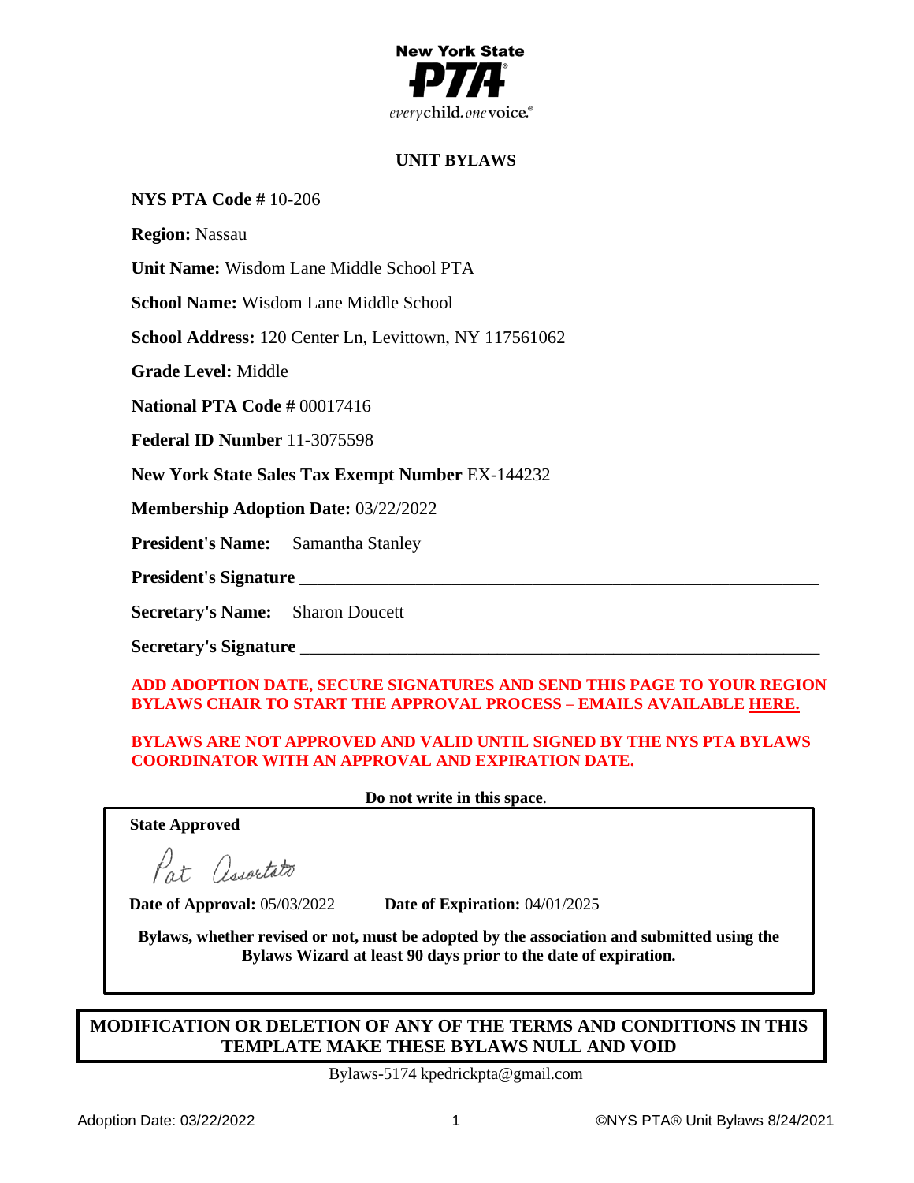**New York State PTA** everychild. onevoice.

# UNIT BYLAWS

**NYS PTA Code #** 10-206

**Region:** Nassau

**Unit Name:** Wisdom Lane Middle School PTA

**School Name:** Wisdom Lane Middle School

**School Address:** 120 Center Ln, Levittown, NY 117561062

**Grade Level:** Middle

**National PTA Code #** 00017416

**Federal ID Number** 11-3075598

**New York State Sales Tax Exempt Number** EX-144232

**Membership Adoption Date:** 03/22/2022

**President's Name:** Samantha Stanley

**President's Signature** ____________________________________________

**Secretary's Name:** Sharon Doucett

**Secretary's Signature** ____________________________________________

**ADD ADOPTION DATE, SECURE SIGNATURES AND SEND THIS PAGE TO YOUR REGION BYLAWS CHAIR TO START THE APPROVAL PROCESS – EMAILS AVAILABLE HERE.**

**BYLAWS ARE NOT APPROVED AND VALID UNTIL SIGNED BY THE NYS PTA BYLAWS COORDINATOR WITH AN APPROVAL AND EXPIRATION DATE.**

**Do not write in this space.**

**State Approved**

Pat Assortato

**Date of Approval:** 05/03/2022 **Date of Expiration:** 04/01/2025

**Bylaws, whether revised or not, must be adopted by the association and submitted using the Bylaws Wizard at least 90 days prior to the date of expiration.**

**MODIFICATION OR DELETION OF ANY OF THE TERMS AND CONDITIONS IN THIS TEMPLATE MAKE THESE BYLAWS NULL AND VOID**

Bylaws-5174 kpedrickpta@gmail.com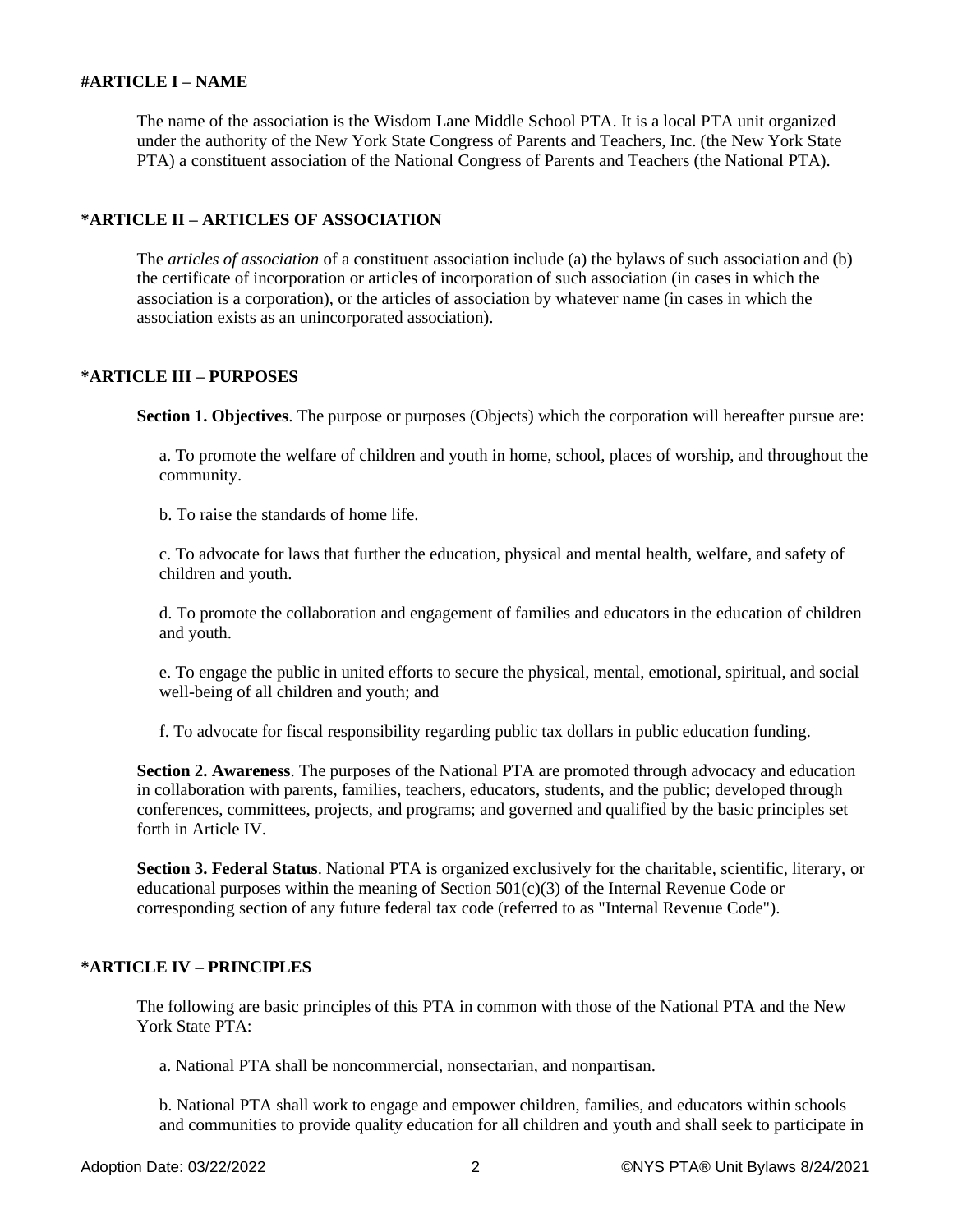**#ARTICLE I – NAME**

The name of the association is the Wisdom Lane Middle School PTA. It is a local PTA unit organized under the authority of the New York State Congress of Parents and Teachers, Inc. (the New York State PTA) a constituent association of the National Congress of Parents and Teachers (the National PTA).

**\*ARTICLE II – ARTICLES OF ASSOCIATION**

The *articles of association* of a constituent association include (a) the bylaws of such association and (b) the certificate of incorporation or articles of incorporation of such association (in cases in which the association is a corporation), or the articles of association by whatever name (in cases in which the association exists as an unincorporated association).

**\*ARTICLE III – PURPOSES**

**Section 1. Objectives**. The purpose or purposes (Objects) which the corporation will hereafter pursue are:

a. To promote the welfare of children and youth in home, school, places of worship, and throughout the community.

b. To raise the standards of home life.

c. To advocate for laws that further the education, physical and mental health, welfare, and safety of children and youth.

d. To promote the collaboration and engagement of families and educators in the education of children and youth.

e. To engage the public in united efforts to secure the physical, mental, emotional, spiritual, and social well-being of all children and youth; and

f. To advocate for fiscal responsibility regarding public tax dollars in public education funding.

**Section 2. Awareness**. The purposes of the National PTA are promoted through advocacy and education in collaboration with parents, families, teachers, educators, students, and the public; developed through conferences, committees, projects, and programs; and governed and qualified by the basic principles set forth in Article IV.

**Section 3. Federal Status**. National PTA is organized exclusively for the charitable, scientific, literary, or educational purposes within the meaning of Section 501(c)(3) of the Internal Revenue Code or corresponding section of any future federal tax code (referred to as "Internal Revenue Code").

**\*ARTICLE IV – PRINCIPLES**

The following are basic principles of this PTA in common with those of the National PTA and the New York State PTA:

a. National PTA shall be noncommercial, nonsectarian, and nonpartisan.

b. National PTA shall work to engage and empower children, families, and educators within schools and communities to provide quality education for all children and youth and shall seek to participate in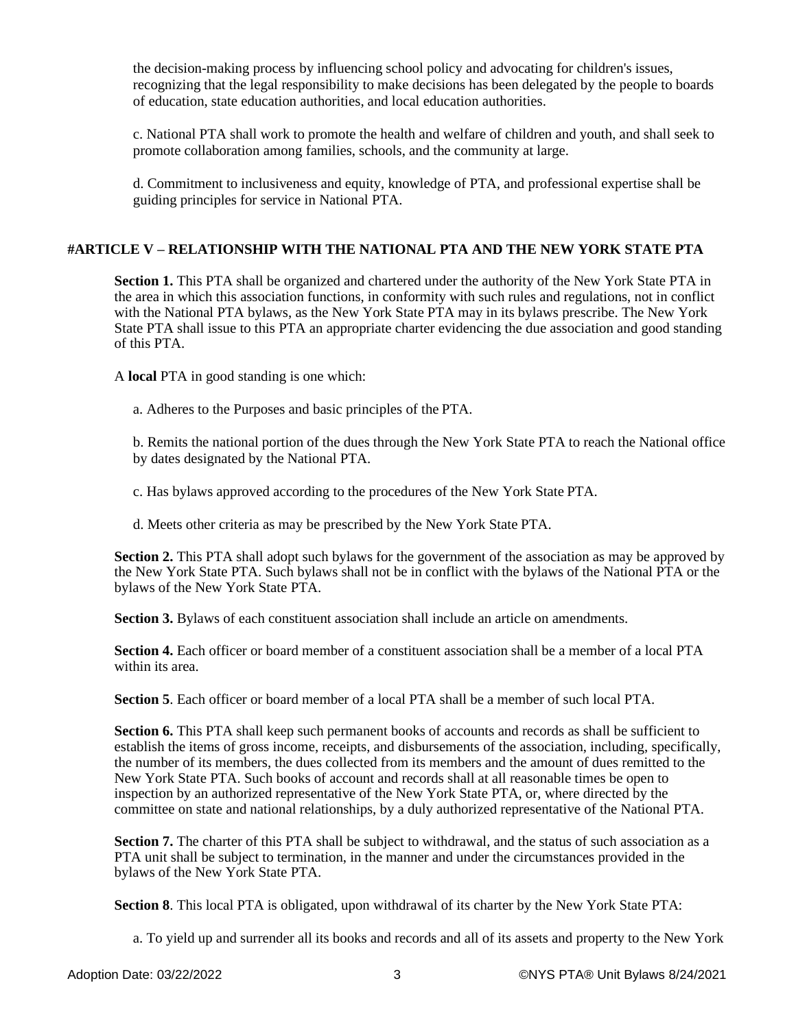the decision-making process by influencing school policy and advocating for children's issues, recognizing that the legal responsibility to make decisions has been delegated by the people to boards of education, state education authorities, and local education authorities.

c. National PTA shall work to promote the health and welfare of children and youth, and shall seek to promote collaboration among families, schools, and the community at large.

d. Commitment to inclusiveness and equity, knowledge of PTA, and professional expertise shall be guiding principles for service in National PTA.

**#ARTICLE V – RELATIONSHIP WITH THE NATIONAL PTA AND THE NEW YORK STATE PTA**

**Section 1.** This PTA shall be organized and chartered under the authority of the New York State PTA in the area in which this association functions, in conformity with such rules and regulations, not in conflict with the National PTA bylaws, as the New York State PTA may in its bylaws prescribe. The New York State PTA shall issue to this PTA an appropriate charter evidencing the due association and good standing of this PTA.

A **local** PTA in good standing is one which:

a. Adheres to the Purposes and basic principles of the PTA.

b. Remits the national portion of the dues through the New York State PTA to reach the National office by dates designated by the National PTA.

c. Has bylaws approved according to the procedures of the New York State PTA.

d. Meets other criteria as may be prescribed by the New York State PTA.

**Section 2.** This PTA shall adopt such bylaws for the government of the association as may be approved by the New York State PTA. Such bylaws shall not be in conflict with the bylaws of the National PTA or the bylaws of the New York State PTA.

**Section 3.** Bylaws of each constituent association shall include an article on amendments.

**Section 4.** Each officer or board member of a constituent association shall be a member of a local PTA within its area.

**Section 5**. Each officer or board member of a local PTA shall be a member of such local PTA.

**Section 6.** This PTA shall keep such permanent books of accounts and records as shall be sufficient to establish the items of gross income, receipts, and disbursements of the association, including, specifically, the number of its members, the dues collected from its members and the amount of dues remitted to the New York State PTA. Such books of account and records shall at all reasonable times be open to inspection by an authorized representative of the New York State PTA, or, where directed by the committee on state and national relationships, by a duly authorized representative of the National PTA.

**Section 7.** The charter of this PTA shall be subject to withdrawal, and the status of such association as a PTA unit shall be subject to termination, in the manner and under the circumstances provided in the bylaws of the New York State PTA.

**Section 8**. This local PTA is obligated, upon withdrawal of its charter by the New York State PTA:

a. To yield up and surrender all its books and records and all of its assets and property to the New York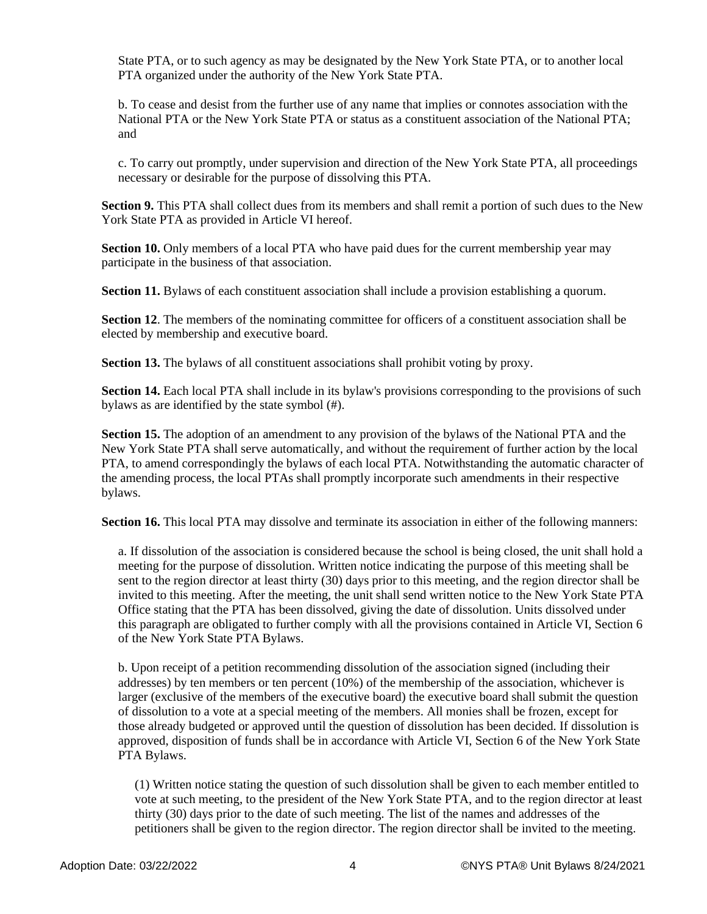State PTA, or to such agency as may be designated by the New York State PTA, or to another local PTA organized under the authority of the New York State PTA.

b. To cease and desist from the further use of any name that implies or connotes association with the National PTA or the New York State PTA or status as a constituent association of the National PTA; and

c. To carry out promptly, under supervision and direction of the New York State PTA, all proceedings necessary or desirable for the purpose of dissolving this PTA.

**Section 9.** This PTA shall collect dues from its members and shall remit a portion of such dues to the New York State PTA as provided in Article VI hereof.

**Section 10.** Only members of a local PTA who have paid dues for the current membership year may participate in the business of that association.

**Section 11.** Bylaws of each constituent association shall include a provision establishing a quorum.

**Section 12**. The members of the nominating committee for officers of a constituent association shall be elected by membership and executive board.

**Section 13.** The bylaws of all constituent associations shall prohibit voting by proxy.

**Section 14.** Each local PTA shall include in its bylaw's provisions corresponding to the provisions of such bylaws as are identified by the state symbol (#).

**Section 15.** The adoption of an amendment to any provision of the bylaws of the National PTA and the New York State PTA shall serve automatically, and without the requirement of further action by the local PTA, to amend correspondingly the bylaws of each local PTA. Notwithstanding the automatic character of the amending process, the local PTAs shall promptly incorporate such amendments in their respective bylaws.

**Section 16.** This local PTA may dissolve and terminate its association in either of the following manners:

a. If dissolution of the association is considered because the school is being closed, the unit shall hold a meeting for the purpose of dissolution. Written notice indicating the purpose of this meeting shall be sent to the region director at least thirty (30) days prior to this meeting, and the region director shall be invited to this meeting. After the meeting, the unit shall send written notice to the New York State PTA Office stating that the PTA has been dissolved, giving the date of dissolution. Units dissolved under this paragraph are obligated to further comply with all the provisions contained in Article VI, Section 6 of the New York State PTA Bylaws.

b. Upon receipt of a petition recommending dissolution of the association signed (including their addresses) by ten members or ten percent (10%) of the membership of the association, whichever is larger (exclusive of the members of the executive board) the executive board shall submit the question of dissolution to a vote at a special meeting of the members. All monies shall be frozen, except for those already budgeted or approved until the question of dissolution has been decided. If dissolution is approved, disposition of funds shall be in accordance with Article VI, Section 6 of the New York State PTA Bylaws.

(1) Written notice stating the question of such dissolution shall be given to each member entitled to vote at such meeting, to the president of the New York State PTA, and to the region director at least thirty (30) days prior to the date of such meeting. The list of the names and addresses of the petitioners shall be given to the region director. The region director shall be invited to the meeting.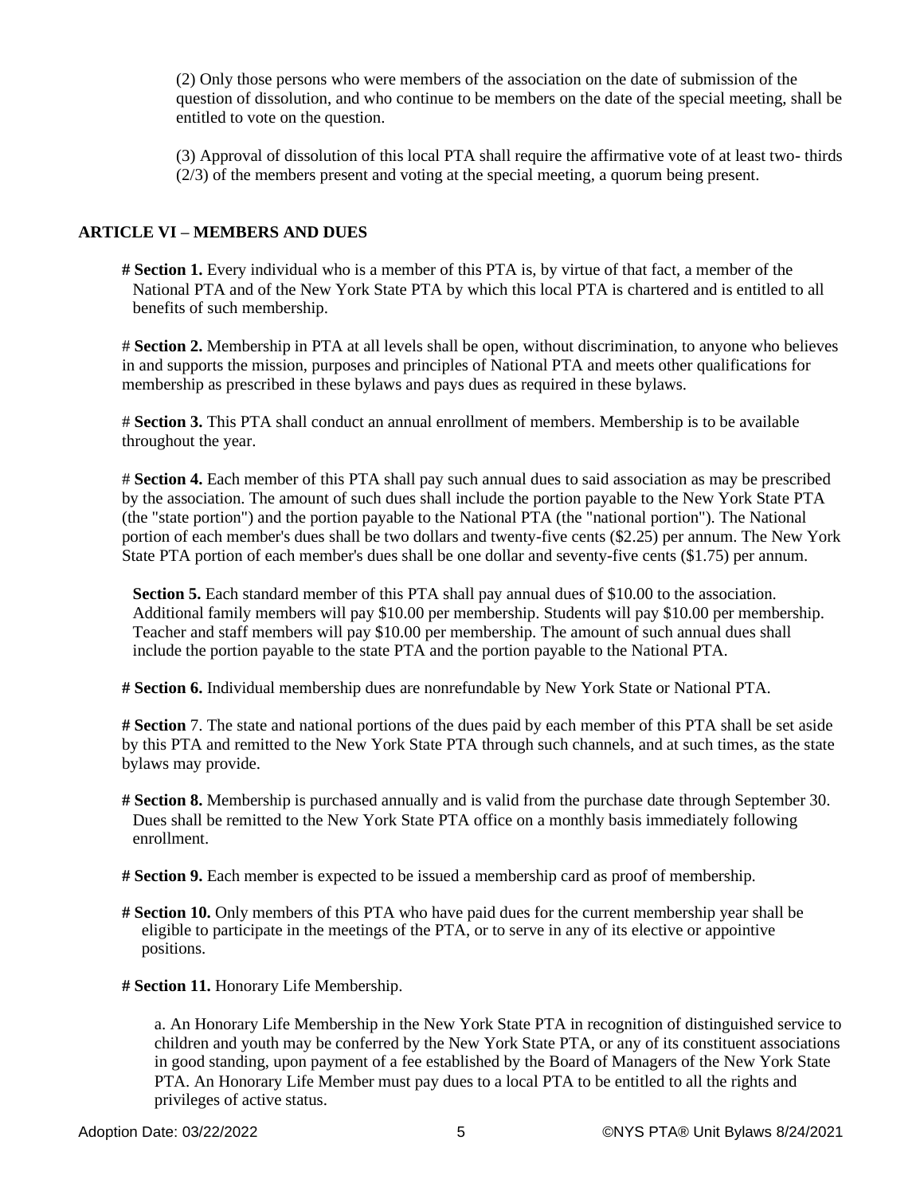(2) Only those persons who were members of the association on the date of submission of the question of dissolution, and who continue to be members on the date of the special meeting, shall be entitled to vote on the question.

(3) Approval of dissolution of this local PTA shall require the affirmative vote of at least two- thirds (2/3) of the members present and voting at the special meeting, a quorum being present.

### ARTICLE VI – MEMBERS AND DUES

**# Section 1.** Every individual who is a member of this PTA is, by virtue of that fact, a member of the National PTA and of the New York State PTA by which this local PTA is chartered and is entitled to all benefits of such membership.

# **Section 2.** Membership in PTA at all levels shall be open, without discrimination, to anyone who believes in and supports the mission, purposes and principles of National PTA and meets other qualifications for membership as prescribed in these bylaws and pays dues as required in these bylaws.

# **Section 3.** This PTA shall conduct an annual enrollment of members. Membership is to be available throughout the year.

# **Section 4.** Each member of this PTA shall pay such annual dues to said association as may be prescribed by the association. The amount of such dues shall include the portion payable to the New York State PTA (the "state portion") and the portion payable to the National PTA (the "national portion"). The National portion of each member's dues shall be two dollars and twenty-five cents ($2.25) per annum. The New York State PTA portion of each member's dues shall be one dollar and seventy-five cents ($1.75) per annum.

**Section 5.** Each standard member of this PTA shall pay annual dues of $10.00 to the association. Additional family members will pay $10.00 per membership. Students will pay $10.00 per membership. Teacher and staff members will pay $10.00 per membership. The amount of such annual dues shall include the portion payable to the state PTA and the portion payable to the National PTA.

**# Section 6.** Individual membership dues are nonrefundable by New York State or National PTA.

**# Section** 7. The state and national portions of the dues paid by each member of this PTA shall be set aside by this PTA and remitted to the New York State PTA through such channels, and at such times, as the state bylaws may provide.

**# Section 8.** Membership is purchased annually and is valid from the purchase date through September 30. Dues shall be remitted to the New York State PTA office on a monthly basis immediately following enrollment.

**# Section 9.** Each member is expected to be issued a membership card as proof of membership.

**# Section 10.** Only members of this PTA who have paid dues for the current membership year shall be eligible to participate in the meetings of the PTA, or to serve in any of its elective or appointive positions.

**# Section 11.** Honorary Life Membership.

a. An Honorary Life Membership in the New York State PTA in recognition of distinguished service to children and youth may be conferred by the New York State PTA, or any of its constituent associations in good standing, upon payment of a fee established by the Board of Managers of the New York State PTA. An Honorary Life Member must pay dues to a local PTA to be entitled to all the rights and privileges of active status.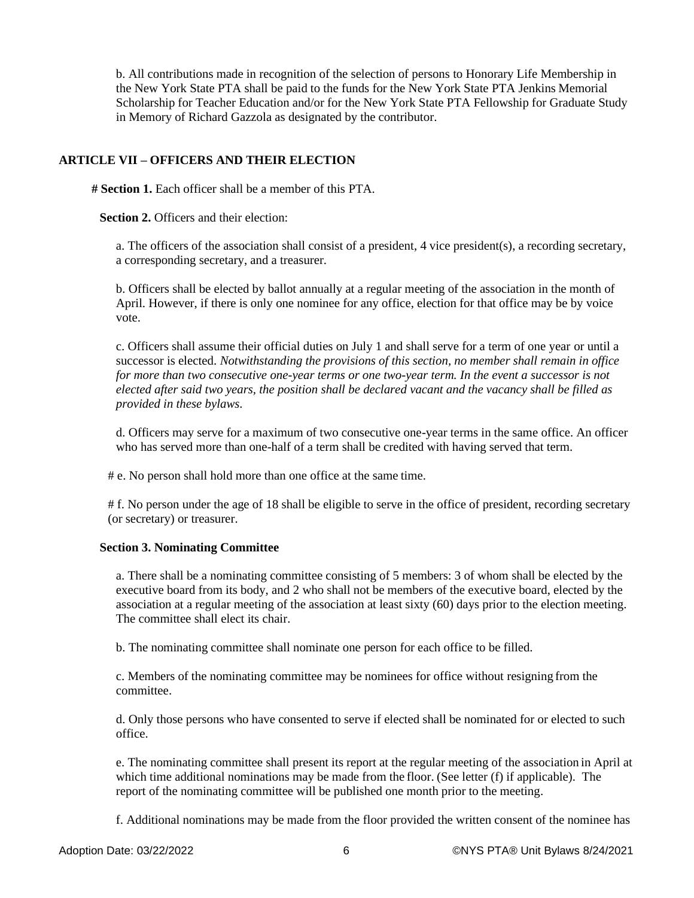b. All contributions made in recognition of the selection of persons to Honorary Life Membership in the New York State PTA shall be paid to the funds for the New York State PTA Jenkins Memorial Scholarship for Teacher Education and/or for the New York State PTA Fellowship for Graduate Study in Memory of Richard Gazzola as designated by the contributor.

## ARTICLE VII – OFFICERS AND THEIR ELECTION

**# Section 1.** Each officer shall be a member of this PTA.

**Section 2.** Officers and their election:

a. The officers of the association shall consist of a president, 4 vice president(s), a recording secretary, a corresponding secretary, and a treasurer.

b. Officers shall be elected by ballot annually at a regular meeting of the association in the month of April. However, if there is only one nominee for any office, election for that office may be by voice vote.

c. Officers shall assume their official duties on July 1 and shall serve for a term of one year or until a successor is elected. *Notwithstanding the provisions of this section, no member shall remain in office for more than two consecutive one-year terms or one two-year term. In the event a successor is not elected after said two years, the position shall be declared vacant and the vacancy shall be filled as provided in these bylaws*.

d. Officers may serve for a maximum of two consecutive one-year terms in the same office. An officer who has served more than one-half of a term shall be credited with having served that term.

# e. No person shall hold more than one office at the same time.

# f. No person under the age of 18 shall be eligible to serve in the office of president, recording secretary (or secretary) or treasurer.

**Section 3. Nominating Committee**

a. There shall be a nominating committee consisting of 5 members: 3 of whom shall be elected by the executive board from its body, and 2 who shall not be members of the executive board, elected by the association at a regular meeting of the association at least sixty (60) days prior to the election meeting. The committee shall elect its chair.

b. The nominating committee shall nominate one person for each office to be filled.

c. Members of the nominating committee may be nominees for office without resigning from the committee.

d. Only those persons who have consented to serve if elected shall be nominated for or elected to such office.

e. The nominating committee shall present its report at the regular meeting of the association in April at which time additional nominations may be made from the floor. (See letter (f) if applicable). The report of the nominating committee will be published one month prior to the meeting.

f. Additional nominations may be made from the floor provided the written consent of the nominee has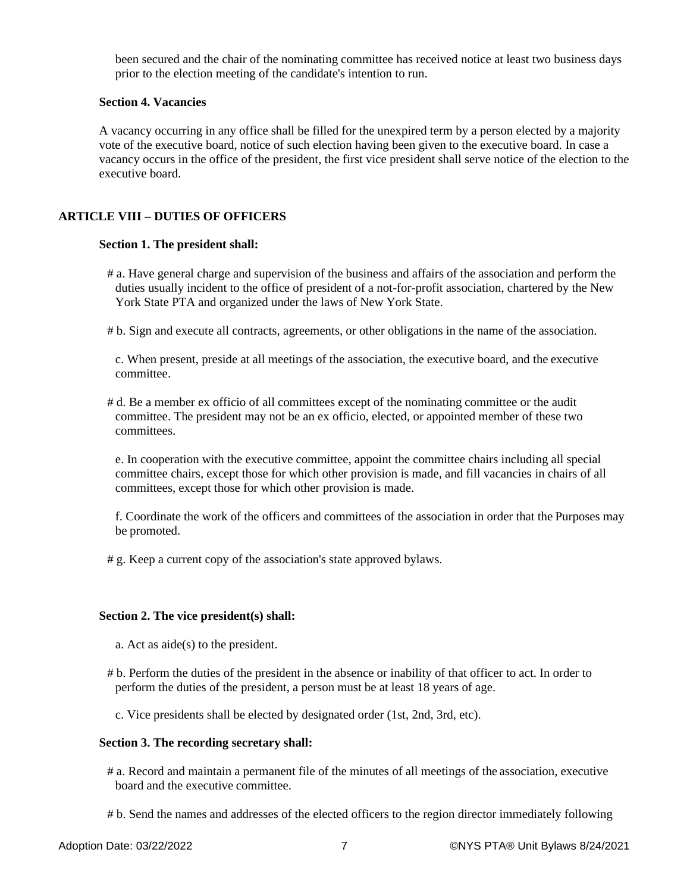been secured and the chair of the nominating committee has received notice at least two business days prior to the election meeting of the candidate's intention to run.

**Section 4. Vacancies**

A vacancy occurring in any office shall be filled for the unexpired term by a person elected by a majority vote of the executive board, notice of such election having been given to the executive board. In case a vacancy occurs in the office of the president, the first vice president shall serve notice of the election to the executive board.

## ARTICLE VIII – DUTIES OF OFFICERS

**Section 1. The president shall:**

# a. Have general charge and supervision of the business and affairs of the association and perform the duties usually incident to the office of president of a not-for-profit association, chartered by the New York State PTA and organized under the laws of New York State.

# b. Sign and execute all contracts, agreements, or other obligations in the name of the association.

c. When present, preside at all meetings of the association, the executive board, and the executive committee.

# d. Be a member ex officio of all committees except of the nominating committee or the audit committee. The president may not be an ex officio, elected, or appointed member of these two committees.

e. In cooperation with the executive committee, appoint the committee chairs including all special committee chairs, except those for which other provision is made, and fill vacancies in chairs of all committees, except those for which other provision is made.

f. Coordinate the work of the officers and committees of the association in order that the Purposes may be promoted.

# g. Keep a current copy of the association's state approved bylaws.

**Section 2. The vice president(s) shall:**

a. Act as aide(s) to the president.

# b. Perform the duties of the president in the absence or inability of that officer to act. In order to perform the duties of the president, a person must be at least 18 years of age.

c. Vice presidents shall be elected by designated order (1st, 2nd, 3rd, etc).

**Section 3. The recording secretary shall:**

# a. Record and maintain a permanent file of the minutes of all meetings of the association, executive board and the executive committee.

# b. Send the names and addresses of the elected officers to the region director immediately following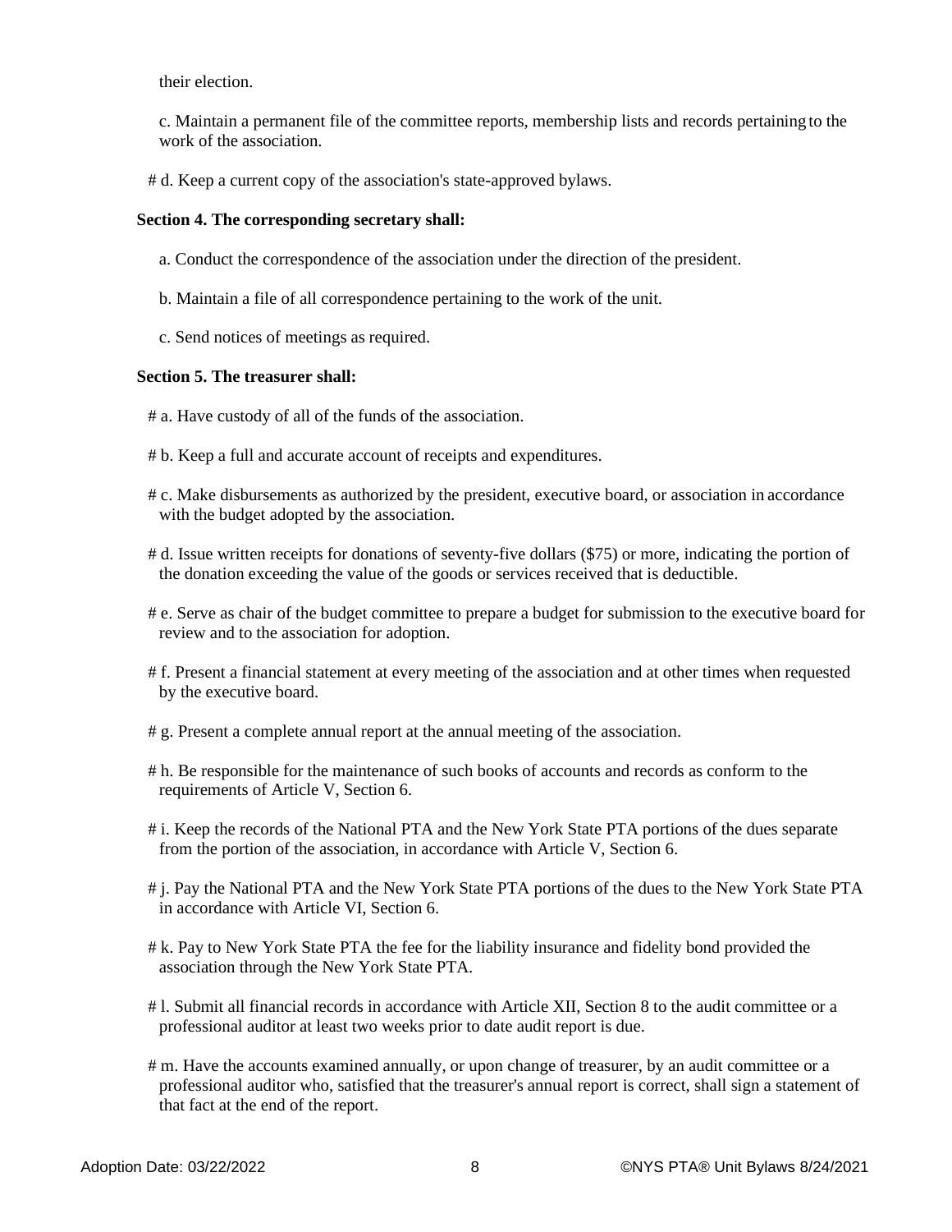their election.

c. Maintain a permanent file of the committee reports, membership lists and records pertaining to the work of the association.

# d. Keep a current copy of the association's state-approved bylaws.

**Section 4. The corresponding secretary shall:**

a. Conduct the correspondence of the association under the direction of the president.

b. Maintain a file of all correspondence pertaining to the work of the unit.

c. Send notices of meetings as required.

**Section 5. The treasurer shall:**

# a. Have custody of all of the funds of the association.

# b. Keep a full and accurate account of receipts and expenditures.

# c. Make disbursements as authorized by the president, executive board, or association in accordance with the budget adopted by the association.

# d. Issue written receipts for donations of seventy-five dollars ($75) or more, indicating the portion of the donation exceeding the value of the goods or services received that is deductible.

# e. Serve as chair of the budget committee to prepare a budget for submission to the executive board for review and to the association for adoption.

# f. Present a financial statement at every meeting of the association and at other times when requested by the executive board.

# g. Present a complete annual report at the annual meeting of the association.

# h. Be responsible for the maintenance of such books of accounts and records as conform to the requirements of Article V, Section 6.

# i. Keep the records of the National PTA and the New York State PTA portions of the dues separate from the portion of the association, in accordance with Article V, Section 6.

# j. Pay the National PTA and the New York State PTA portions of the dues to the New York State PTA in accordance with Article VI, Section 6.

# k. Pay to New York State PTA the fee for the liability insurance and fidelity bond provided the association through the New York State PTA.

# l. Submit all financial records in accordance with Article XII, Section 8 to the audit committee or a professional auditor at least two weeks prior to date audit report is due.

# m. Have the accounts examined annually, or upon change of treasurer, by an audit committee or a professional auditor who, satisfied that the treasurer's annual report is correct, shall sign a statement of that fact at the end of the report.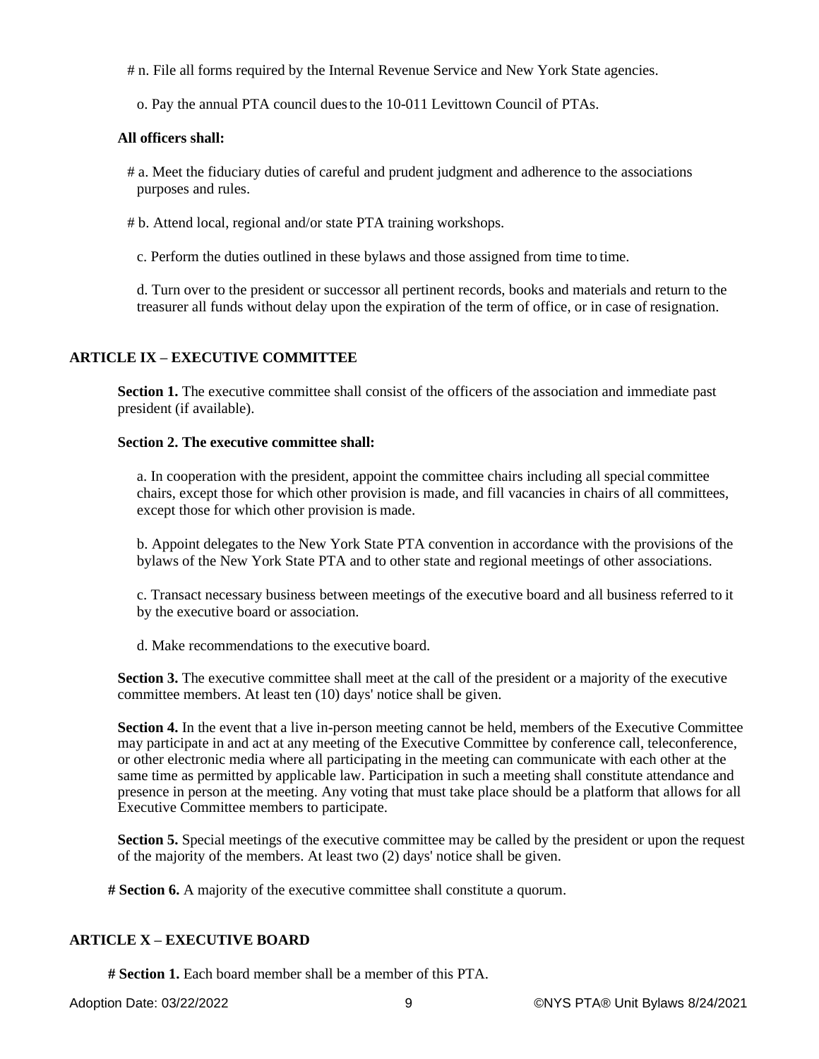# n. File all forms required by the Internal Revenue Service and New York State agencies.

o. Pay the annual PTA council dues to the 10-011 Levittown Council of PTAs.

**All officers shall:**

# a. Meet the fiduciary duties of careful and prudent judgment and adherence to the associations purposes and rules.

# b. Attend local, regional and/or state PTA training workshops.

c. Perform the duties outlined in these bylaws and those assigned from time to time.

d. Turn over to the president or successor all pertinent records, books and materials and return to the treasurer all funds without delay upon the expiration of the term of office, or in case of resignation.

## ARTICLE IX – EXECUTIVE COMMITTEE

**Section 1.** The executive committee shall consist of the officers of the association and immediate past president (if available).

**Section 2. The executive committee shall:**

a. In cooperation with the president, appoint the committee chairs including all special committee chairs, except those for which other provision is made, and fill vacancies in chairs of all committees, except those for which other provision is made.

b. Appoint delegates to the New York State PTA convention in accordance with the provisions of the bylaws of the New York State PTA and to other state and regional meetings of other associations.

c. Transact necessary business between meetings of the executive board and all business referred to it by the executive board or association.

d. Make recommendations to the executive board.

**Section 3.** The executive committee shall meet at the call of the president or a majority of the executive committee members. At least ten (10) days' notice shall be given.

**Section 4.** In the event that a live in-person meeting cannot be held, members of the Executive Committee may participate in and act at any meeting of the Executive Committee by conference call, teleconference, or other electronic media where all participating in the meeting can communicate with each other at the same time as permitted by applicable law. Participation in such a meeting shall constitute attendance and presence in person at the meeting. Any voting that must take place should be a platform that allows for all Executive Committee members to participate.

**Section 5.** Special meetings of the executive committee may be called by the president or upon the request of the majority of the members. At least two (2) days' notice shall be given.

**# Section 6.** A majority of the executive committee shall constitute a quorum.

## ARTICLE X – EXECUTIVE BOARD

**# Section 1.** Each board member shall be a member of this PTA.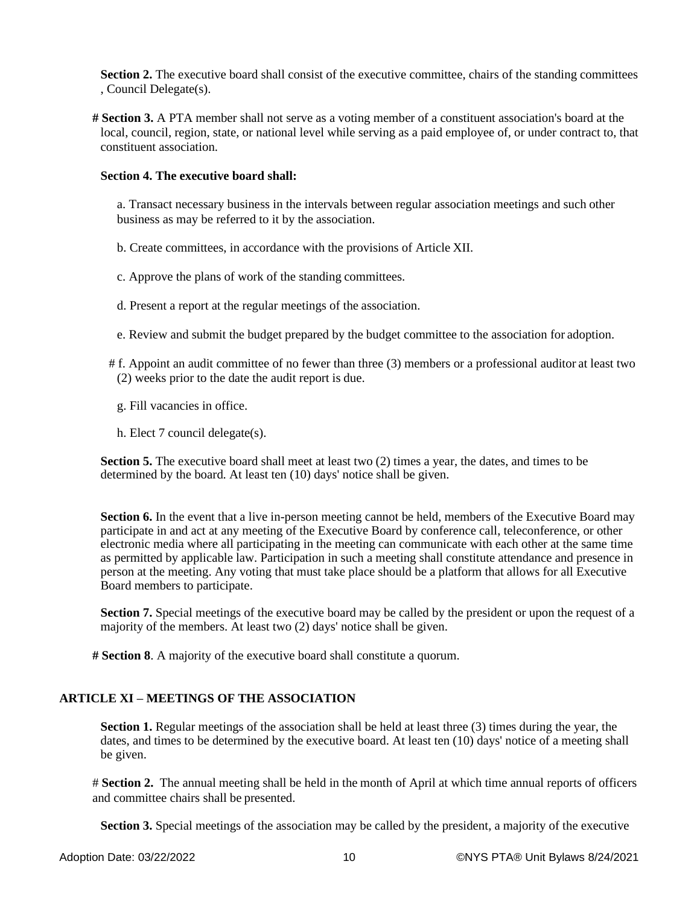**Section 2.** The executive board shall consist of the executive committee, chairs of the standing committees , Council Delegate(s).

**# Section 3.** A PTA member shall not serve as a voting member of a constituent association's board at the local, council, region, state, or national level while serving as a paid employee of, or under contract to, that constituent association.

**Section 4. The executive board shall:**

a. Transact necessary business in the intervals between regular association meetings and such other business as may be referred to it by the association.

b. Create committees, in accordance with the provisions of Article XII.

c. Approve the plans of work of the standing committees.

d. Present a report at the regular meetings of the association.

e. Review and submit the budget prepared by the budget committee to the association for adoption.

# f. Appoint an audit committee of no fewer than three (3) members or a professional auditor at least two (2) weeks prior to the date the audit report is due.

g. Fill vacancies in office.

h. Elect 7 council delegate(s).

**Section 5.** The executive board shall meet at least two (2) times a year, the dates, and times to be determined by the board. At least ten (10) days' notice shall be given.

**Section 6.** In the event that a live in-person meeting cannot be held, members of the Executive Board may participate in and act at any meeting of the Executive Board by conference call, teleconference, or other electronic media where all participating in the meeting can communicate with each other at the same time as permitted by applicable law. Participation in such a meeting shall constitute attendance and presence in person at the meeting. Any voting that must take place should be a platform that allows for all Executive Board members to participate.

**Section 7.** Special meetings of the executive board may be called by the president or upon the request of a majority of the members. At least two (2) days' notice shall be given.

**# Section 8**. A majority of the executive board shall constitute a quorum.

## ARTICLE XI – MEETINGS OF THE ASSOCIATION

**Section 1.** Regular meetings of the association shall be held at least three (3) times during the year, the dates, and times to be determined by the executive board. At least ten (10) days' notice of a meeting shall be given.

# **Section 2.** The annual meeting shall be held in the month of April at which time annual reports of officers and committee chairs shall be presented.

**Section 3.** Special meetings of the association may be called by the president, a majority of the executive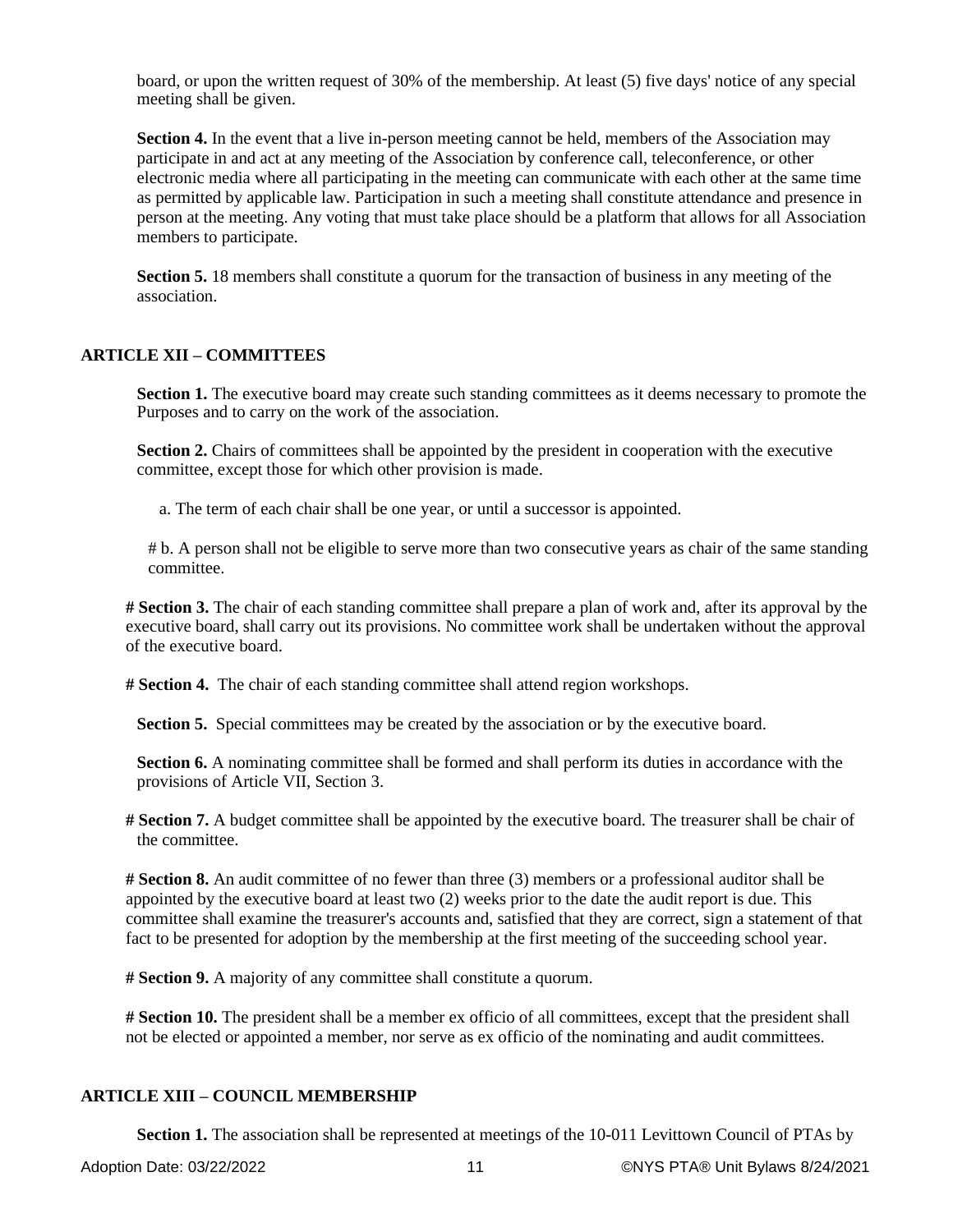board, or upon the written request of 30% of the membership. At least (5) five days' notice of any special meeting shall be given.

**Section 4.** In the event that a live in-person meeting cannot be held, members of the Association may participate in and act at any meeting of the Association by conference call, teleconference, or other electronic media where all participating in the meeting can communicate with each other at the same time as permitted by applicable law. Participation in such a meeting shall constitute attendance and presence in person at the meeting. Any voting that must take place should be a platform that allows for all Association members to participate.

**Section 5.** 18 members shall constitute a quorum for the transaction of business in any meeting of the association.

## ARTICLE XII – COMMITTEES

**Section 1.** The executive board may create such standing committees as it deems necessary to promote the Purposes and to carry on the work of the association.

**Section 2.** Chairs of committees shall be appointed by the president in cooperation with the executive committee, except those for which other provision is made.

a. The term of each chair shall be one year, or until a successor is appointed.

# b. A person shall not be eligible to serve more than two consecutive years as chair of the same standing committee.

**# Section 3.** The chair of each standing committee shall prepare a plan of work and, after its approval by the executive board, shall carry out its provisions. No committee work shall be undertaken without the approval of the executive board.

**# Section 4.** The chair of each standing committee shall attend region workshops.

**Section 5.** Special committees may be created by the association or by the executive board.

**Section 6.** A nominating committee shall be formed and shall perform its duties in accordance with the provisions of Article VII, Section 3.

**# Section 7.** A budget committee shall be appointed by the executive board. The treasurer shall be chair of the committee.

**# Section 8.** An audit committee of no fewer than three (3) members or a professional auditor shall be appointed by the executive board at least two (2) weeks prior to the date the audit report is due. This committee shall examine the treasurer's accounts and, satisfied that they are correct, sign a statement of that fact to be presented for adoption by the membership at the first meeting of the succeeding school year.

**# Section 9.** A majority of any committee shall constitute a quorum.

**# Section 10.** The president shall be a member ex officio of all committees, except that the president shall not be elected or appointed a member, nor serve as ex officio of the nominating and audit committees.

## ARTICLE XIII – COUNCIL MEMBERSHIP

**Section 1.** The association shall be represented at meetings of the 10-011 Levittown Council of PTAs by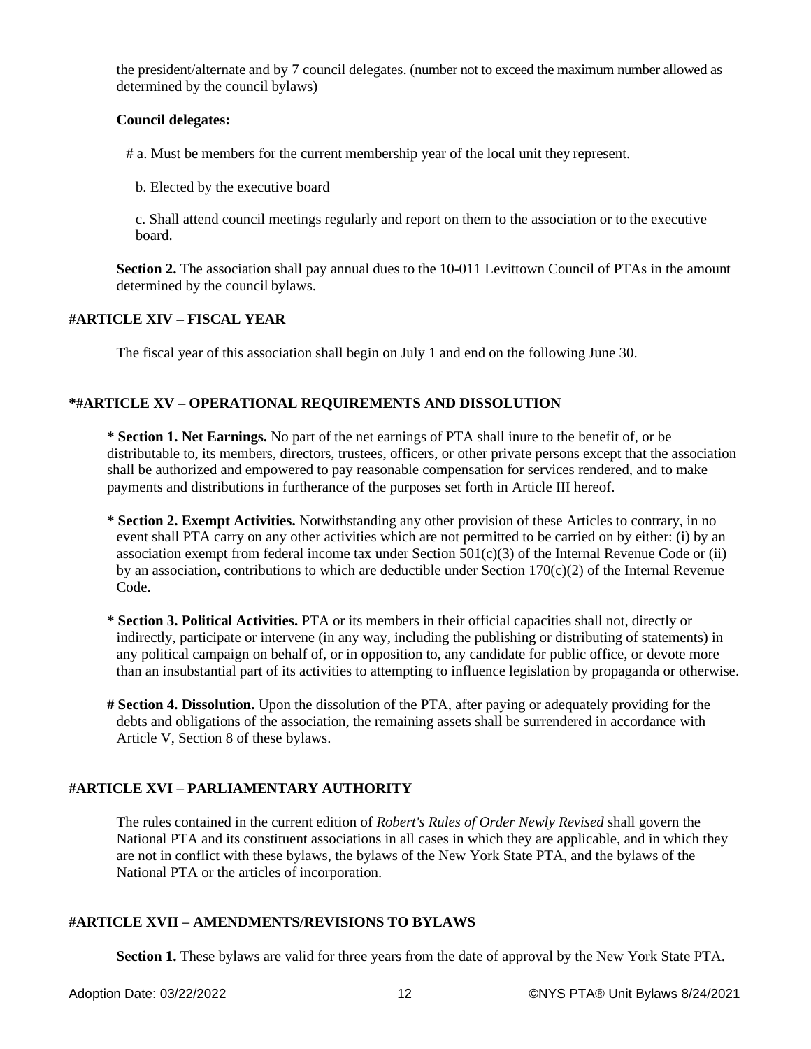the president/alternate and by 7 council delegates. (number not to exceed the maximum number allowed as determined by the council bylaws)

**Council delegates:**

# a. Must be members for the current membership year of the local unit they represent.

b. Elected by the executive board

c. Shall attend council meetings regularly and report on them to the association or to the executive board.

**Section 2.** The association shall pay annual dues to the 10-011 Levittown Council of PTAs in the amount determined by the council bylaws.

## #ARTICLE XIV – FISCAL YEAR

The fiscal year of this association shall begin on July 1 and end on the following June 30.

## *#ARTICLE XV – OPERATIONAL REQUIREMENTS AND DISSOLUTION

**\* Section 1. Net Earnings.** No part of the net earnings of PTA shall inure to the benefit of, or be distributable to, its members, directors, trustees, officers, or other private persons except that the association shall be authorized and empowered to pay reasonable compensation for services rendered, and to make payments and distributions in furtherance of the purposes set forth in Article III hereof.

**\* Section 2. Exempt Activities.** Notwithstanding any other provision of these Articles to contrary, in no event shall PTA carry on any other activities which are not permitted to be carried on by either: (i) by an association exempt from federal income tax under Section 501(c)(3) of the Internal Revenue Code or (ii) by an association, contributions to which are deductible under Section 170(c)(2) of the Internal Revenue Code.

**\* Section 3. Political Activities.** PTA or its members in their official capacities shall not, directly or indirectly, participate or intervene (in any way, including the publishing or distributing of statements) in any political campaign on behalf of, or in opposition to, any candidate for public office, or devote more than an insubstantial part of its activities to attempting to influence legislation by propaganda or otherwise.

**# Section 4. Dissolution.** Upon the dissolution of the PTA, after paying or adequately providing for the debts and obligations of the association, the remaining assets shall be surrendered in accordance with Article V, Section 8 of these bylaws.

## #ARTICLE XVI – PARLIAMENTARY AUTHORITY

The rules contained in the current edition of *Robert's Rules of Order Newly Revised* shall govern the National PTA and its constituent associations in all cases in which they are applicable, and in which they are not in conflict with these bylaws, the bylaws of the New York State PTA, and the bylaws of the National PTA or the articles of incorporation.

## #ARTICLE XVII – AMENDMENTS/REVISIONS TO BYLAWS

**Section 1.** These bylaws are valid for three years from the date of approval by the New York State PTA.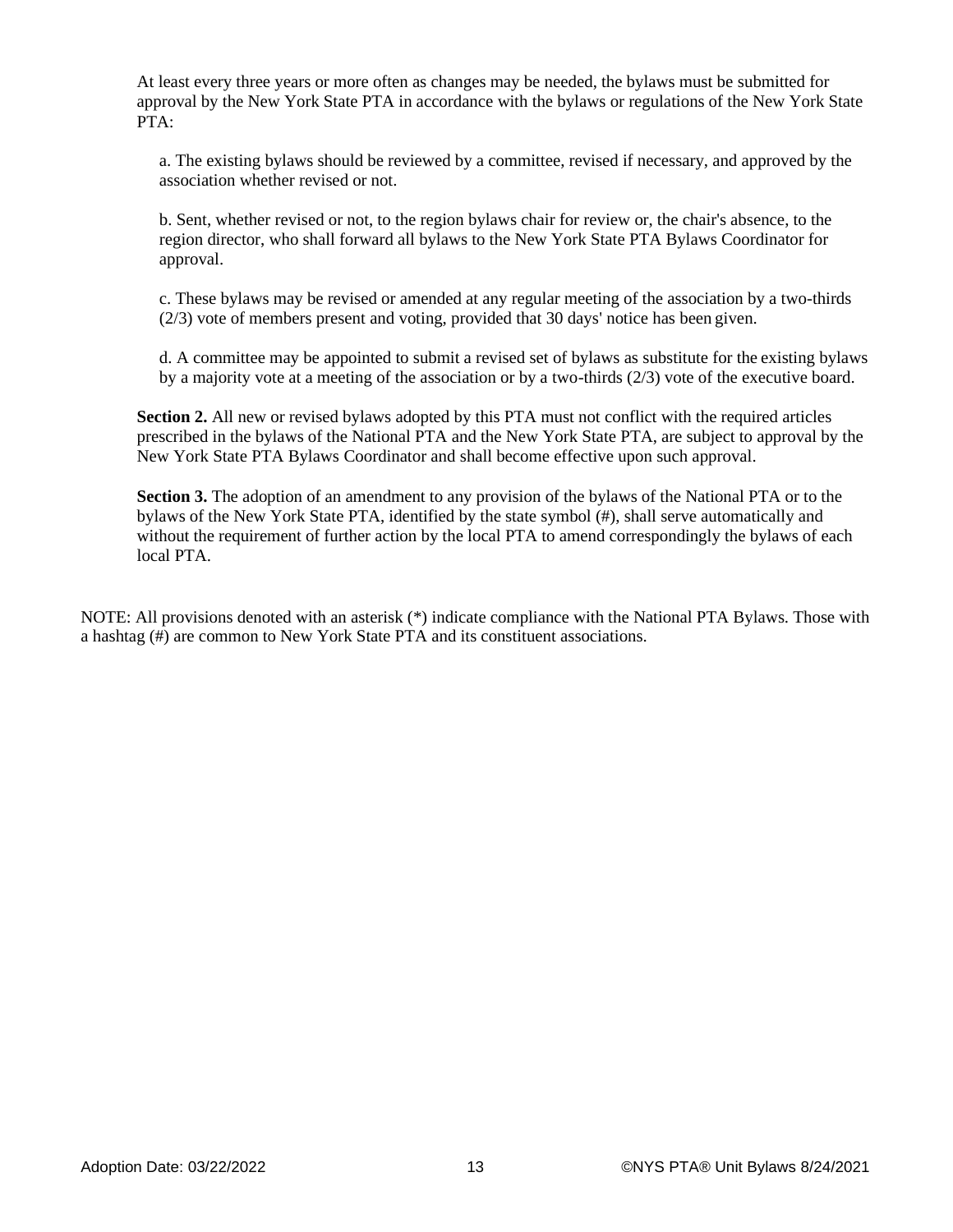At least every three years or more often as changes may be needed, the bylaws must be submitted for approval by the New York State PTA in accordance with the bylaws or regulations of the New York State PTA:

a. The existing bylaws should be reviewed by a committee, revised if necessary, and approved by the association whether revised or not.

b. Sent, whether revised or not, to the region bylaws chair for review or, the chair's absence, to the region director, who shall forward all bylaws to the New York State PTA Bylaws Coordinator for approval.

c. These bylaws may be revised or amended at any regular meeting of the association by a two-thirds (2/3) vote of members present and voting, provided that 30 days' notice has been given.

d. A committee may be appointed to submit a revised set of bylaws as substitute for the existing bylaws by a majority vote at a meeting of the association or by a two-thirds (2/3) vote of the executive board.

**Section 2.** All new or revised bylaws adopted by this PTA must not conflict with the required articles prescribed in the bylaws of the National PTA and the New York State PTA, are subject to approval by the New York State PTA Bylaws Coordinator and shall become effective upon such approval.

**Section 3.** The adoption of an amendment to any provision of the bylaws of the National PTA or to the bylaws of the New York State PTA, identified by the state symbol (#), shall serve automatically and without the requirement of further action by the local PTA to amend correspondingly the bylaws of each local PTA.

NOTE: All provisions denoted with an asterisk (*) indicate compliance with the National PTA Bylaws. Those with a hashtag (#) are common to New York State PTA and its constituent associations.